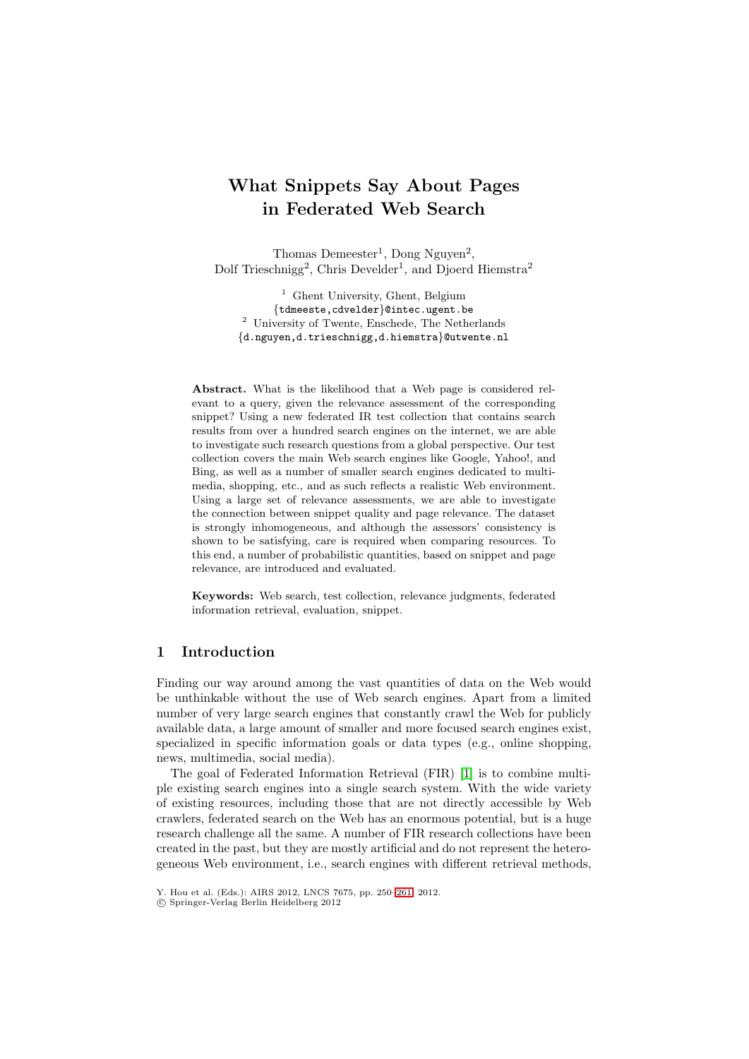# What Snippets Say About Pages in Federated Web Search

Thomas Demeester[1], Dong Nguyen[2], Dolf Trieschnigg[2], Chris Develder[1], and Djoerd Hiemstra[2]

[1] Ghent University, Ghent, Belgium
{tdmeeste,cdvelder}@intec.ugent.be
[2] University of Twente, Enschede, The Netherlands
{d.nguyen,d.trieschnigg,d.hiemstra}@utwente.nl

**Abstract.** What is the likelihood that a Web page is considered relevant to a query, given the relevance assessment of the corresponding snippet? Using a new federated IR test collection that contains search results from over a hundred search engines on the internet, we are able to investigate such research questions from a global perspective. Our test collection covers the main Web search engines like Google, Yahoo!, and Bing, as well as a number of smaller search engines dedicated to multimedia, shopping, etc., and as such reflects a realistic Web environment. Using a large set of relevance assessments, we are able to investigate the connection between snippet quality and page relevance. The dataset is strongly inhomogeneous, and although the assessors' consistency is shown to be satisfying, care is required when comparing resources. To this end, a number of probabilistic quantities, based on snippet and page relevance, are introduced and evaluated.

**Keywords:** Web search, test collection, relevance judgments, federated information retrieval, evaluation, snippet.

## 1 Introduction

Finding our way around among the vast quantities of data on the Web would be unthinkable without the use of Web search engines. Apart from a limited number of very large search engines that constantly crawl the Web for publicly available data, a large amount of smaller and more focused search engines exist, specialized in specific information goals or data types (e.g., online shopping, news, multimedia, social media).

The goal of Federated Information Retrieval (FIR) [1] is to combine multiple existing search engines into a single search system. With the wide variety of existing resources, including those that are not directly accessible by Web crawlers, federated search on the Web has an enormous potential, but is a huge research challenge all the same. A number of FIR research collections have been created in the past, but they are mostly artificial and do not represent the heterogeneous Web environment, i.e., search engines with different retrieval methods,

Y. Hou et al. (Eds.): AIRS 2012, LNCS 7675, pp. 250–261, 2012.
© Springer-Verlag Berlin Heidelberg 2012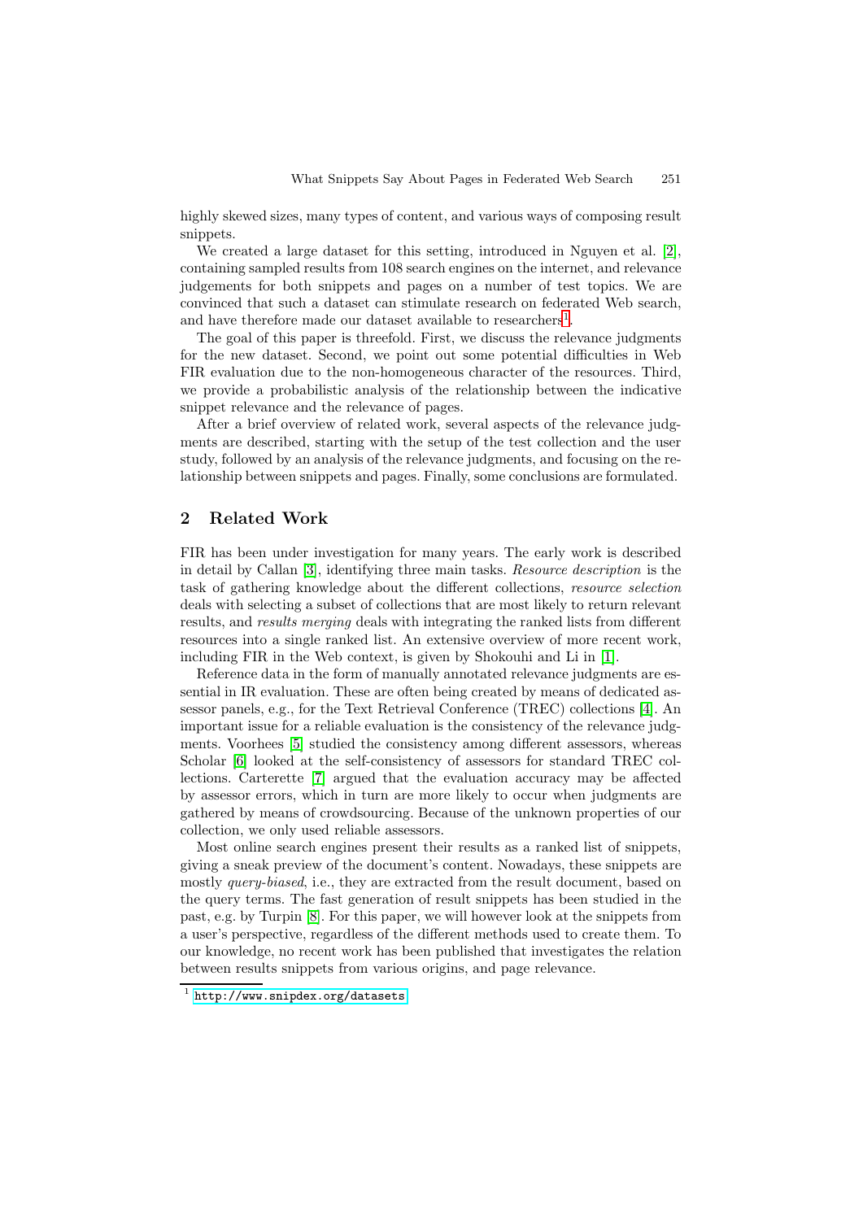highly skewed sizes, many types of content, and various ways of composing result snippets.

We created a large dataset for this setting, introduced in Nguyen et al. [2], containing sampled results from 108 search engines on the internet, and relevance judgements for both snippets and pages on a number of test topics. We are convinced that such a dataset can stimulate research on federated Web search, and have therefore made our dataset available to researchers[1].

The goal of this paper is threefold. First, we discuss the relevance judgments for the new dataset. Second, we point out some potential difficulties in Web FIR evaluation due to the non-homogeneous character of the resources. Third, we provide a probabilistic analysis of the relationship between the indicative snippet relevance and the relevance of pages.

After a brief overview of related work, several aspects of the relevance judgments are described, starting with the setup of the test collection and the user study, followed by an analysis of the relevance judgments, and focusing on the relationship between snippets and pages. Finally, some conclusions are formulated.

## 2 Related Work

FIR has been under investigation for many years. The early work is described in detail by Callan [3], identifying three main tasks. *Resource description* is the task of gathering knowledge about the different collections, *resource selection* deals with selecting a subset of collections that are most likely to return relevant results, and *results merging* deals with integrating the ranked lists from different resources into a single ranked list. An extensive overview of more recent work, including FIR in the Web context, is given by Shokouhi and Li in [1].

Reference data in the form of manually annotated relevance judgments are essential in IR evaluation. These are often being created by means of dedicated assessor panels, e.g., for the Text Retrieval Conference (TREC) collections [4]. An important issue for a reliable evaluation is the consistency of the relevance judgments. Voorhees [5] studied the consistency among different assessors, whereas Scholar [6] looked at the self-consistency of assessors for standard TREC collections. Carterette [7] argued that the evaluation accuracy may be affected by assessor errors, which in turn are more likely to occur when judgments are gathered by means of crowdsourcing. Because of the unknown properties of our collection, we only used reliable assessors.

Most online search engines present their results as a ranked list of snippets, giving a sneak preview of the document's content. Nowadays, these snippets are mostly *query-biased*, i.e., they are extracted from the result document, based on the query terms. The fast generation of result snippets has been studied in the past, e.g. by Turpin [8]. For this paper, we will however look at the snippets from a user's perspective, regardless of the different methods used to create them. To our knowledge, no recent work has been published that investigates the relation between results snippets from various origins, and page relevance.

[1] http://www.snipdex.org/datasets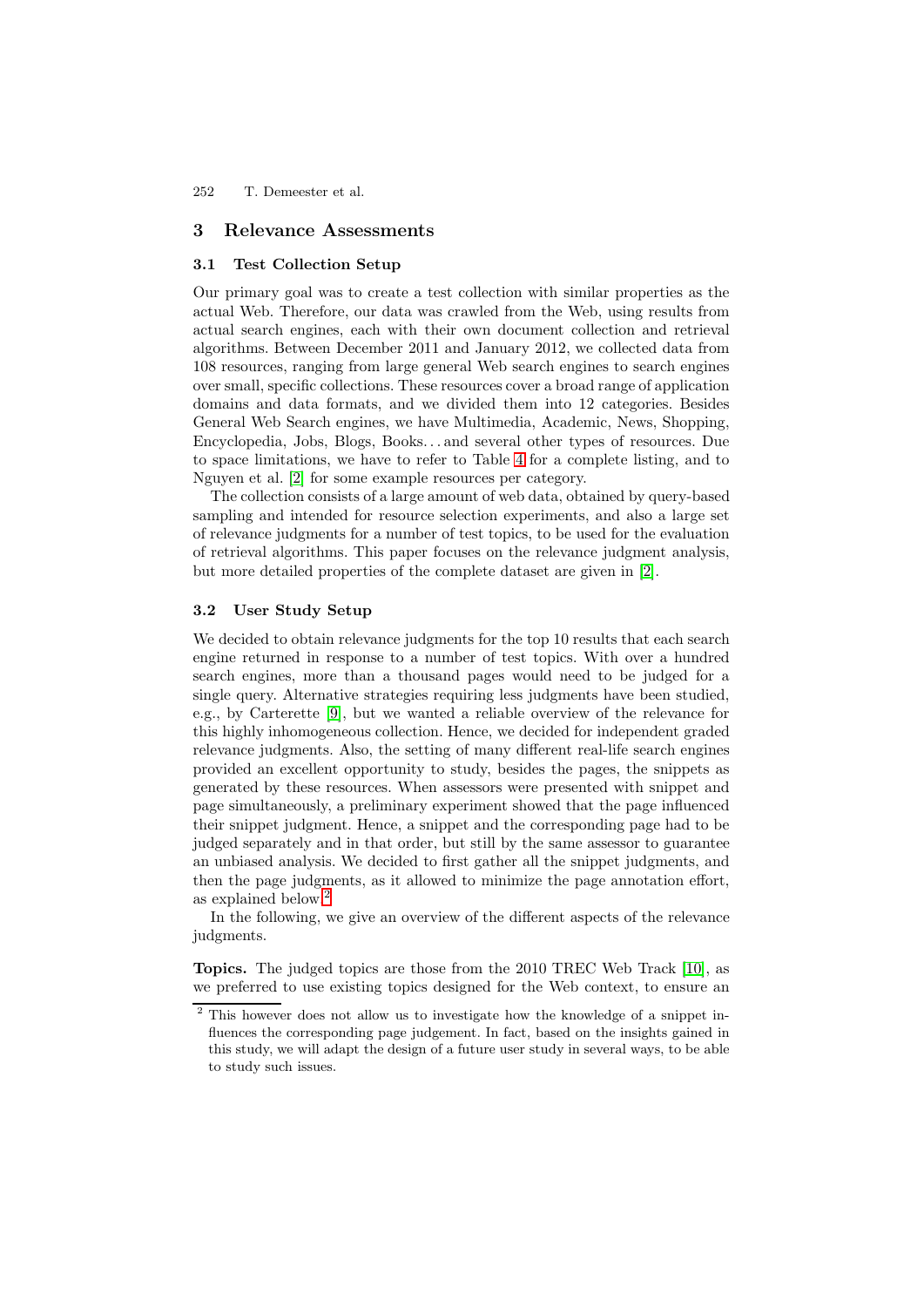## 3 Relevance Assessments

### 3.1 Test Collection Setup

Our primary goal was to create a test collection with similar properties as the actual Web. Therefore, our data was crawled from the Web, using results from actual search engines, each with their own document collection and retrieval algorithms. Between December 2011 and January 2012, we collected data from 108 resources, ranging from large general Web search engines to search engines over small, specific collections. These resources cover a broad range of application domains and data formats, and we divided them into 12 categories. Besides General Web Search engines, we have Multimedia, Academic, News, Shopping, Encyclopedia, Jobs, Blogs, Books... and several other types of resources. Due to space limitations, we have to refer to Table 4 for a complete listing, and to Nguyen et al. [2] for some example resources per category.

The collection consists of a large amount of web data, obtained by query-based sampling and intended for resource selection experiments, and also a large set of relevance judgments for a number of test topics, to be used for the evaluation of retrieval algorithms. This paper focuses on the relevance judgment analysis, but more detailed properties of the complete dataset are given in [2].

### 3.2 User Study Setup

We decided to obtain relevance judgments for the top 10 results that each search engine returned in response to a number of test topics. With over a hundred search engines, more than a thousand pages would need to be judged for a single query. Alternative strategies requiring less judgments have been studied, e.g., by Carterette [9], but we wanted a reliable overview of the relevance for this highly inhomogeneous collection. Hence, we decided for independent graded relevance judgments. Also, the setting of many different real-life search engines provided an excellent opportunity to study, besides the pages, the snippets as generated by these resources. When assessors were presented with snippet and page simultaneously, a preliminary experiment showed that the page influenced their snippet judgment. Hence, a snippet and the corresponding page had to be judged separately and in that order, but still by the same assessor to guarantee an unbiased analysis. We decided to first gather all the snippet judgments, and then the page judgments, as it allowed to minimize the page annotation effort, as explained below.[2]

In the following, we give an overview of the different aspects of the relevance judgments.

**Topics.** The judged topics are those from the 2010 TREC Web Track [10], as we preferred to use existing topics designed for the Web context, to ensure an

[2] This however does not allow us to investigate how the knowledge of a snippet influences the corresponding page judgement. In fact, based on the insights gained in this study, we will adapt the design of a future user study in several ways, to be able to study such issues.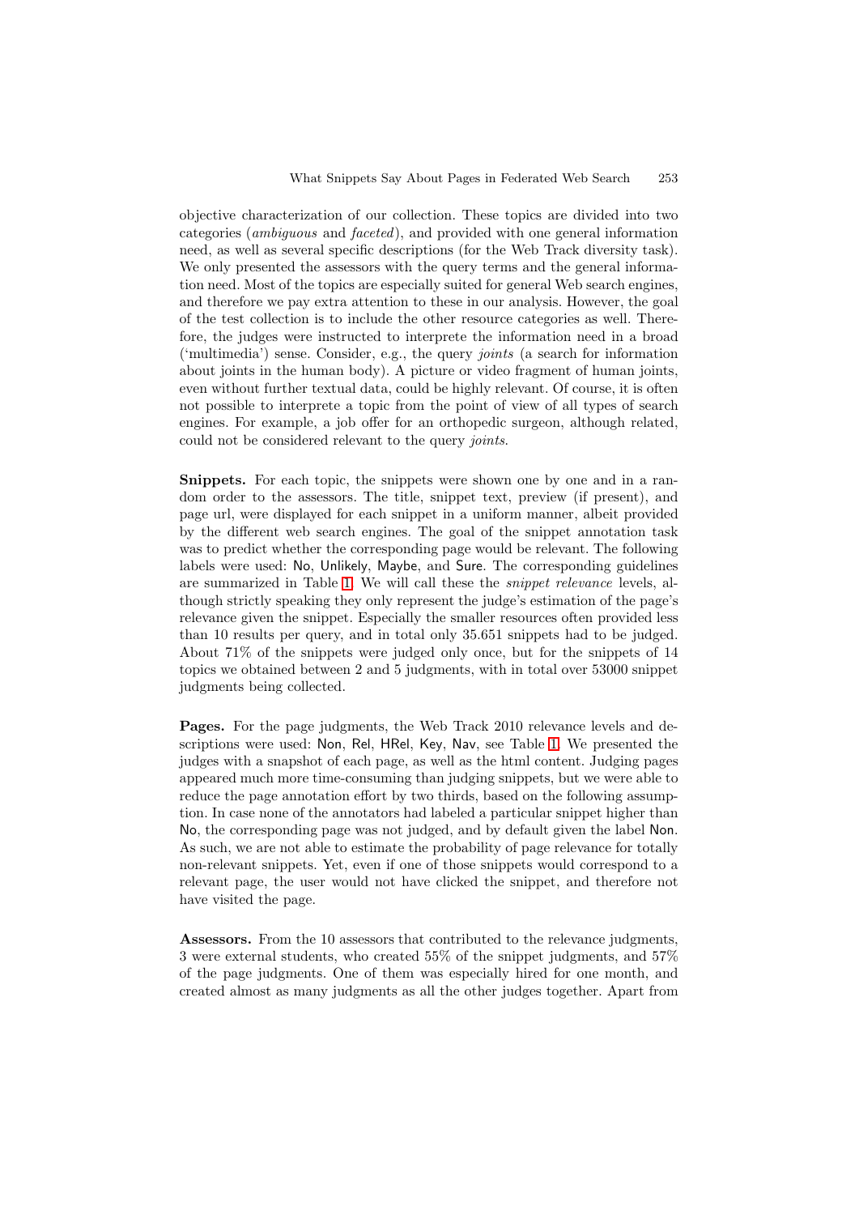objective characterization of our collection. These topics are divided into two categories (*ambiguous* and *faceted*), and provided with one general information need, as well as several specific descriptions (for the Web Track diversity task). We only presented the assessors with the query terms and the general information need. Most of the topics are especially suited for general Web search engines, and therefore we pay extra attention to these in our analysis. However, the goal of the test collection is to include the other resource categories as well. Therefore, the judges were instructed to interprete the information need in a broad ('multimedia') sense. Consider, e.g., the query *joints* (a search for information about joints in the human body). A picture or video fragment of human joints, even without further textual data, could be highly relevant. Of course, it is often not possible to interprete a topic from the point of view of all types of search engines. For example, a job offer for an orthopedic surgeon, although related, could not be considered relevant to the query *joints*.

**Snippets.** For each topic, the snippets were shown one by one and in a random order to the assessors. The title, snippet text, preview (if present), and page url, were displayed for each snippet in a uniform manner, albeit provided by the different web search engines. The goal of the snippet annotation task was to predict whether the corresponding page would be relevant. The following labels were used: No, Unlikely, Maybe, and Sure. The corresponding guidelines are summarized in Table 1. We will call these the *snippet relevance* levels, although strictly speaking they only represent the judge's estimation of the page's relevance given the snippet. Especially the smaller resources often provided less than 10 results per query, and in total only 35.651 snippets had to be judged. About 71% of the snippets were judged only once, but for the snippets of 14 topics we obtained between 2 and 5 judgments, with in total over 53000 snippet judgments being collected.

**Pages.** For the page judgments, the Web Track 2010 relevance levels and descriptions were used: Non, Rel, HRel, Key, Nav, see Table 1. We presented the judges with a snapshot of each page, as well as the html content. Judging pages appeared much more time-consuming than judging snippets, but we were able to reduce the page annotation effort by two thirds, based on the following assumption. In case none of the annotators had labeled a particular snippet higher than No, the corresponding page was not judged, and by default given the label Non. As such, we are not able to estimate the probability of page relevance for totally non-relevant snippets. Yet, even if one of those snippets would correspond to a relevant page, the user would not have clicked the snippet, and therefore not have visited the page.

**Assessors.** From the 10 assessors that contributed to the relevance judgments, 3 were external students, who created 55% of the snippet judgments, and 57% of the page judgments. One of them was especially hired for one month, and created almost as many judgments as all the other judges together. Apart from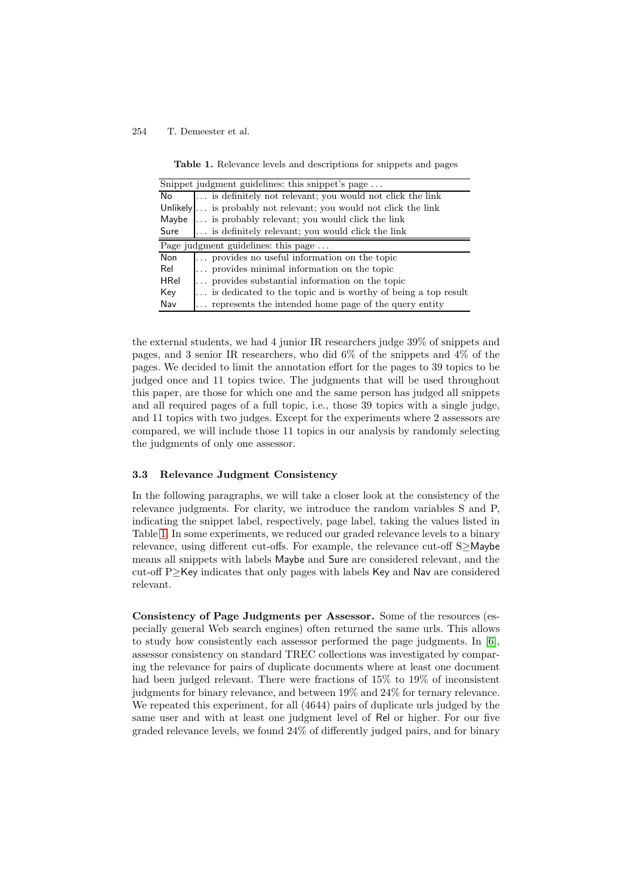**Table 1.** Relevance levels and descriptions for snippets and pages

| Snippet judgment guidelines: this snippet's page ... | |
|---|---|
| No | ... is definitely not relevant; you would not click the link |
| Unlikely | ... is probably not relevant; you would not click the link |
| Maybe | ... is probably relevant; you would click the link |
| Sure | ... is definitely relevant; you would click the link |
| **Page judgment guidelines: this page ...** | |
| Non | ... provides no useful information on the topic |
| Rel | ... provides minimal information on the topic |
| HRel | ... provides substantial information on the topic |
| Key | ... is dedicated to the topic and is worthy of being a top result |
| Nav | ... represents the intended home page of the query entity |

the external students, we had 4 junior IR researchers judge 39% of snippets and pages, and 3 senior IR researchers, who did 6% of the snippets and 4% of the pages. We decided to limit the annotation effort for the pages to 39 topics to be judged once and 11 topics twice. The judgments that will be used throughout this paper, are those for which one and the same person has judged all snippets and all required pages of a full topic, i.e., those 39 topics with a single judge, and 11 topics with two judges. Except for the experiments where 2 assessors are compared, we will include those 11 topics in our analysis by randomly selecting the judgments of only one assessor.

### 3.3 Relevance Judgment Consistency

In the following paragraphs, we will take a closer look at the consistency of the relevance judgments. For clarity, we introduce the random variables S and P, indicating the snippet label, respectively, page label, taking the values listed in Table 1. In some experiments, we reduced our graded relevance levels to a binary relevance, using different cut-offs. For example, the relevance cut-off S≥Maybe means all snippets with labels Maybe and Sure are considered relevant, and the cut-off P≥Key indicates that only pages with labels Key and Nav are considered relevant.

**Consistency of Page Judgments per Assessor.** Some of the resources (especially general Web search engines) often returned the same urls. This allows to study how consistently each assessor performed the page judgments. In [6], assessor consistency on standard TREC collections was investigated by comparing the relevance for pairs of duplicate documents where at least one document had been judged relevant. There were fractions of 15% to 19% of inconsistent judgments for binary relevance, and between 19% and 24% for ternary relevance. We repeated this experiment, for all (4644) pairs of duplicate urls judged by the same user and with at least one judgment level of Rel or higher. For our five graded relevance levels, we found 24% of differently judged pairs, and for binary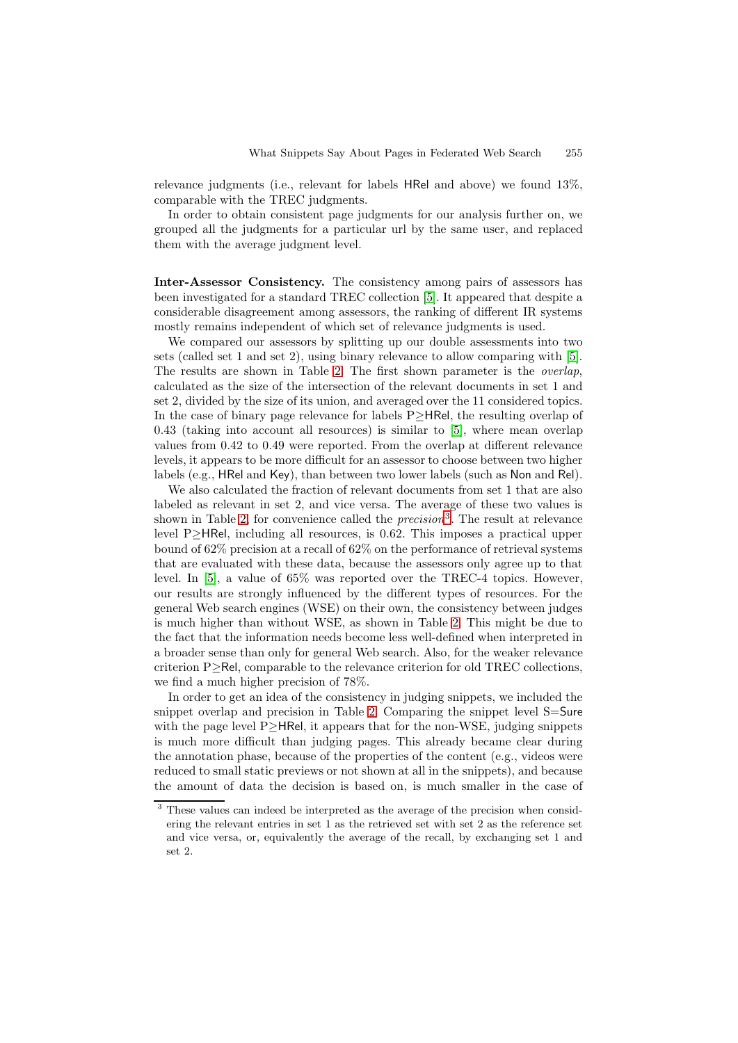relevance judgments (i.e., relevant for labels HRel and above) we found 13%, comparable with the TREC judgments.

In order to obtain consistent page judgments for our analysis further on, we grouped all the judgments for a particular url by the same user, and replaced them with the average judgment level.

**Inter-Assessor Consistency.** The consistency among pairs of assessors has been investigated for a standard TREC collection [5]. It appeared that despite a considerable disagreement among assessors, the ranking of different IR systems mostly remains independent of which set of relevance judgments is used.

We compared our assessors by splitting up our double assessments into two sets (called set 1 and set 2), using binary relevance to allow comparing with [5]. The results are shown in Table 2. The first shown parameter is the *overlap*, calculated as the size of the intersection of the relevant documents in set 1 and set 2, divided by the size of its union, and averaged over the 11 considered topics. In the case of binary page relevance for labels P≥HRel, the resulting overlap of 0.43 (taking into account all resources) is similar to [5], where mean overlap values from 0.42 to 0.49 were reported. From the overlap at different relevance levels, it appears to be more difficult for an assessor to choose between two higher labels (e.g., HRel and Key), than between two lower labels (such as Non and Rel).

We also calculated the fraction of relevant documents from set 1 that are also labeled as relevant in set 2, and vice versa. The average of these two values is shown in Table 2, for convenience called the *precision*[3]. The result at relevance level P≥HRel, including all resources, is 0.62. This imposes a practical upper bound of 62% precision at a recall of 62% on the performance of retrieval systems that are evaluated with these data, because the assessors only agree up to that level. In [5], a value of 65% was reported over the TREC-4 topics. However, our results are strongly influenced by the different types of resources. For the general Web search engines (WSE) on their own, the consistency between judges is much higher than without WSE, as shown in Table 2. This might be due to the fact that the information needs become less well-defined when interpreted in a broader sense than only for general Web search. Also, for the weaker relevance criterion P≥Rel, comparable to the relevance criterion for old TREC collections, we find a much higher precision of 78%.

In order to get an idea of the consistency in judging snippets, we included the snippet overlap and precision in Table 2. Comparing the snippet level S=Sure with the page level P≥HRel, it appears that for the non-WSE, judging snippets is much more difficult than judging pages. This already became clear during the annotation phase, because of the properties of the content (e.g., videos were reduced to small static previews or not shown at all in the snippets), and because the amount of data the decision is based on, is much smaller in the case of

[3] These values can indeed be interpreted as the average of the precision when considering the relevant entries in set 1 as the retrieved set with set 2 as the reference set and vice versa, or, equivalently the average of the recall, by exchanging set 1 and set 2.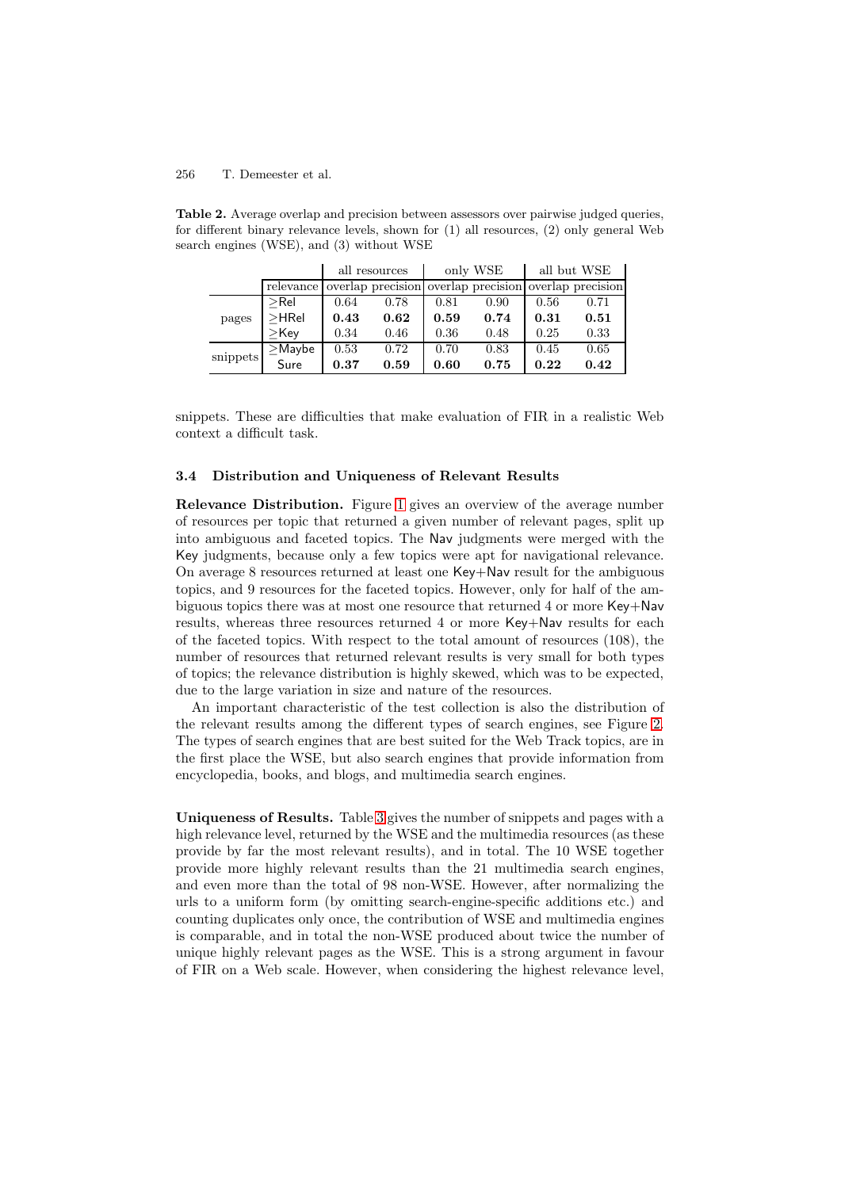**Table 2.** Average overlap and precision between assessors over pairwise judged queries, for different binary relevance levels, shown for (1) all resources, (2) only general Web search engines (WSE), and (3) without WSE

| | | all resources | | only WSE | | all but WSE | |
|---|---|---|---|---|---|---|---|
| | relevance | overlap | precision | overlap | precision | overlap | precision |
| pages | ≥Rel | 0.64 | 0.78 | 0.81 | 0.90 | 0.56 | 0.71 |
| | ≥HRel | **0.43** | **0.62** | **0.59** | **0.74** | **0.31** | **0.51** |
| | ≥Key | 0.34 | 0.46 | 0.36 | 0.48 | 0.25 | 0.33 |
| snippets | ≥Maybe | 0.53 | 0.72 | 0.70 | 0.83 | 0.45 | 0.65 |
| | Sure | **0.37** | **0.59** | **0.60** | **0.75** | **0.22** | **0.42** |

snippets. These are difficulties that make evaluation of FIR in a realistic Web context a difficult task.

### 3.4 Distribution and Uniqueness of Relevant Results

**Relevance Distribution.** Figure 1 gives an overview of the average number of resources per topic that returned a given number of relevant pages, split up into ambiguous and faceted topics. The Nav judgments were merged with the Key judgments, because only a few topics were apt for navigational relevance. On average 8 resources returned at least one Key+Nav result for the ambiguous topics, and 9 resources for the faceted topics. However, only for half of the ambiguous topics there was at most one resource that returned 4 or more Key+Nav results, whereas three resources returned 4 or more Key+Nav results for each of the faceted topics. With respect to the total amount of resources (108), the number of resources that returned relevant results is very small for both types of topics; the relevance distribution is highly skewed, which was to be expected, due to the large variation in size and nature of the resources.

An important characteristic of the test collection is also the distribution of the relevant results among the different types of search engines, see Figure 2. The types of search engines that are best suited for the Web Track topics, are in the first place the WSE, but also search engines that provide information from encyclopedia, books, and blogs, and multimedia search engines.

**Uniqueness of Results.** Table 3 gives the number of snippets and pages with a high relevance level, returned by the WSE and the multimedia resources (as these provide by far the most relevant results), and in total. The 10 WSE together provide more highly relevant results than the 21 multimedia search engines, and even more than the total of 98 non-WSE. However, after normalizing the urls to a uniform form (by omitting search-engine-specific additions etc.) and counting duplicates only once, the contribution of WSE and multimedia engines is comparable, and in total the non-WSE produced about twice the number of unique highly relevant pages as the WSE. This is a strong argument in favour of FIR on a Web scale. However, when considering the highest relevance level,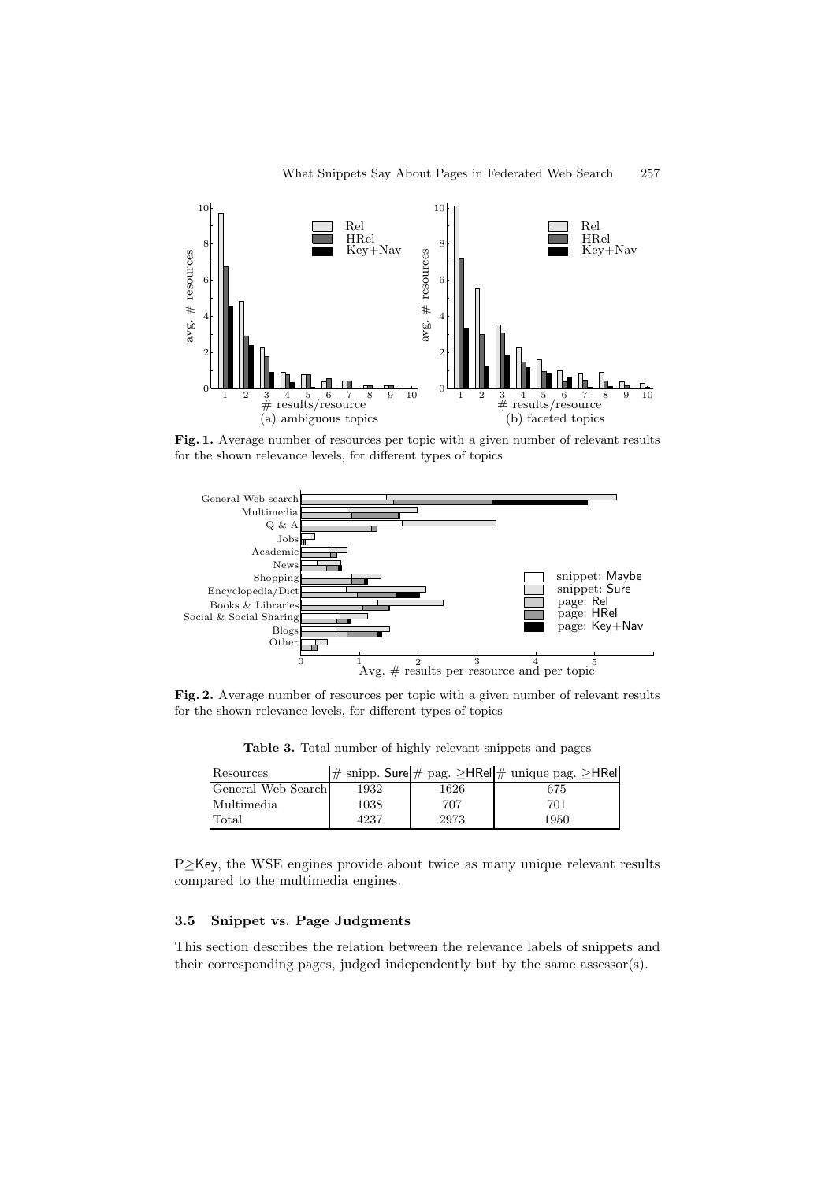Fig. 1. Average number of resources per topic with a given number of relevant results for the shown relevance levels, for different types of topics

Fig. 2. Average number of resources per topic with a given number of relevant results for the shown relevance levels, for different types of topics

**Table 3.** Total number of highly relevant snippets and pages

| Resources | # snipp. Sure | # pag. ≥HRel | # unique pag. ≥HRel |
|---|---|---|---|
| General Web Search | 1932 | 1626 | 675 |
| Multimedia | 1038 | 707 | 701 |
| Total | 4237 | 2973 | 1950 |

P≥Key, the WSE engines provide about twice as many unique relevant results compared to the multimedia engines.

### 3.5 Snippet vs. Page Judgments

This section describes the relation between the relevance labels of snippets and their corresponding pages, judged independently but by the same assessor(s).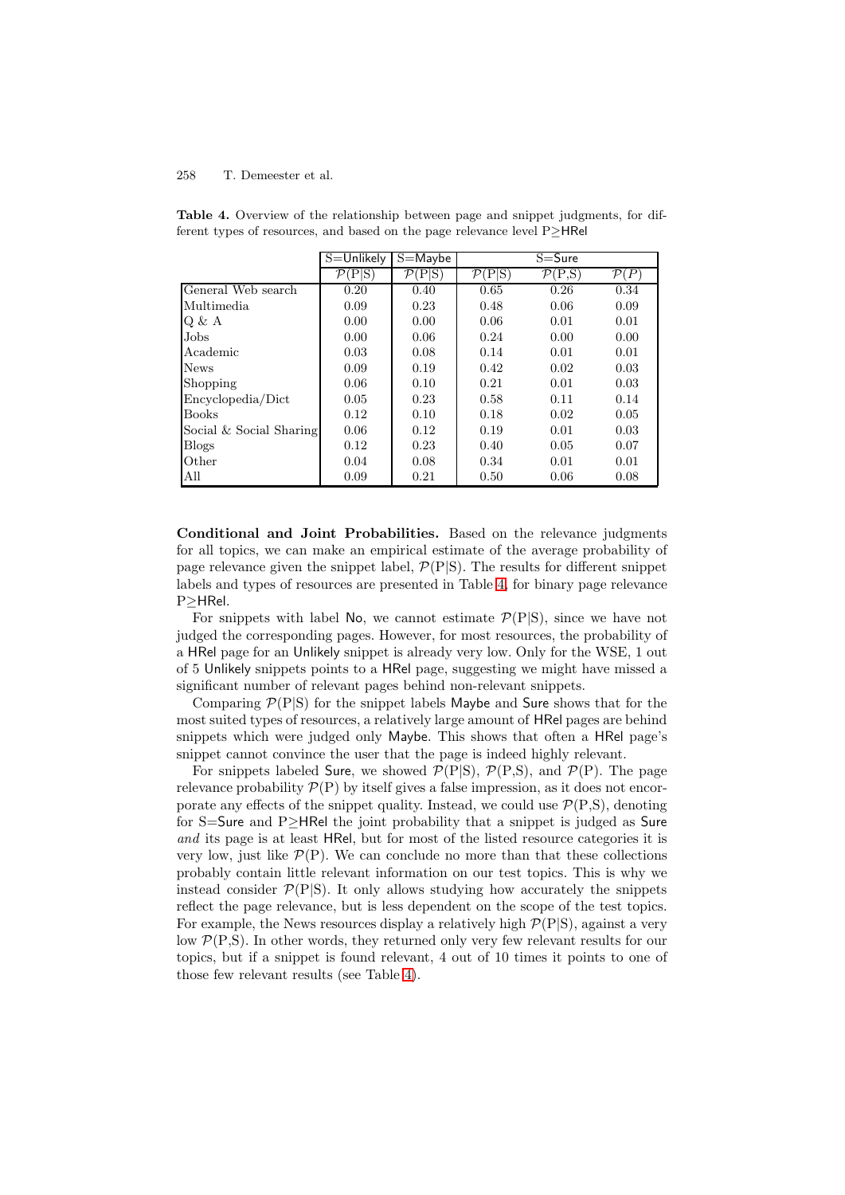**Table 4.** Overview of the relationship between page and snippet judgments, for different types of resources, and based on the page relevance level P≥HRel

| | S=Unlikely | S=Maybe | S=Sure | | |
|---|---|---|---|---|---|
| | $\mathcal{P}$(P\|S) | $\mathcal{P}$(P\|S) | $\mathcal{P}$(P\|S) | $\mathcal{P}$(P,S) | $\mathcal{P}(P)$ |
| General Web search | 0.20 | 0.40 | 0.65 | 0.26 | 0.34 |
| Multimedia | 0.09 | 0.23 | 0.48 | 0.06 | 0.09 |
| Q & A | 0.00 | 0.00 | 0.06 | 0.01 | 0.01 |
| Jobs | 0.00 | 0.06 | 0.24 | 0.00 | 0.00 |
| Academic | 0.03 | 0.08 | 0.14 | 0.01 | 0.01 |
| News | 0.09 | 0.19 | 0.42 | 0.02 | 0.03 |
| Shopping | 0.06 | 0.10 | 0.21 | 0.01 | 0.03 |
| Encyclopedia/Dict | 0.05 | 0.23 | 0.58 | 0.11 | 0.14 |
| Books | 0.12 | 0.10 | 0.18 | 0.02 | 0.05 |
| Social & Social Sharing | 0.06 | 0.12 | 0.19 | 0.01 | 0.03 |
| Blogs | 0.12 | 0.23 | 0.40 | 0.05 | 0.07 |
| Other | 0.04 | 0.08 | 0.34 | 0.01 | 0.01 |
| All | 0.09 | 0.21 | 0.50 | 0.06 | 0.08 |

**Conditional and Joint Probabilities.** Based on the relevance judgments for all topics, we can make an empirical estimate of the average probability of page relevance given the snippet label, $\mathcal{P}$(P|S). The results for different snippet labels and types of resources are presented in Table 4, for binary page relevance P≥HRel.

For snippets with label No, we cannot estimate $\mathcal{P}$(P|S), since we have not judged the corresponding pages. However, for most resources, the probability of a HRel page for an Unlikely snippet is already very low. Only for the WSE, 1 out of 5 Unlikely snippets points to a HRel page, suggesting we might have missed a significant number of relevant pages behind non-relevant snippets.

Comparing $\mathcal{P}$(P|S) for the snippet labels Maybe and Sure shows that for the most suited types of resources, a relatively large amount of HRel pages are behind snippets which were judged only Maybe. This shows that often a HRel page's snippet cannot convince the user that the page is indeed highly relevant.

For snippets labeled Sure, we showed $\mathcal{P}$(P|S), $\mathcal{P}$(P,S), and $\mathcal{P}$(P). The page relevance probability $\mathcal{P}$(P) by itself gives a false impression, as it does not encorporate any effects of the snippet quality. Instead, we could use $\mathcal{P}$(P,S), denoting for S=Sure and P≥HRel the joint probability that a snippet is judged as Sure *and* its page is at least HRel, but for most of the listed resource categories it is very low, just like $\mathcal{P}$(P). We can conclude no more than that these collections probably contain little relevant information on our test topics. This is why we instead consider $\mathcal{P}$(P|S). It only allows studying how accurately the snippets reflect the page relevance, but is less dependent on the scope of the test topics. For example, the News resources display a relatively high $\mathcal{P}$(P|S), against a very low $\mathcal{P}$(P,S). In other words, they returned only very few relevant results for our topics, but if a snippet is found relevant, 4 out of 10 times it points to one of those few relevant results (see Table 4).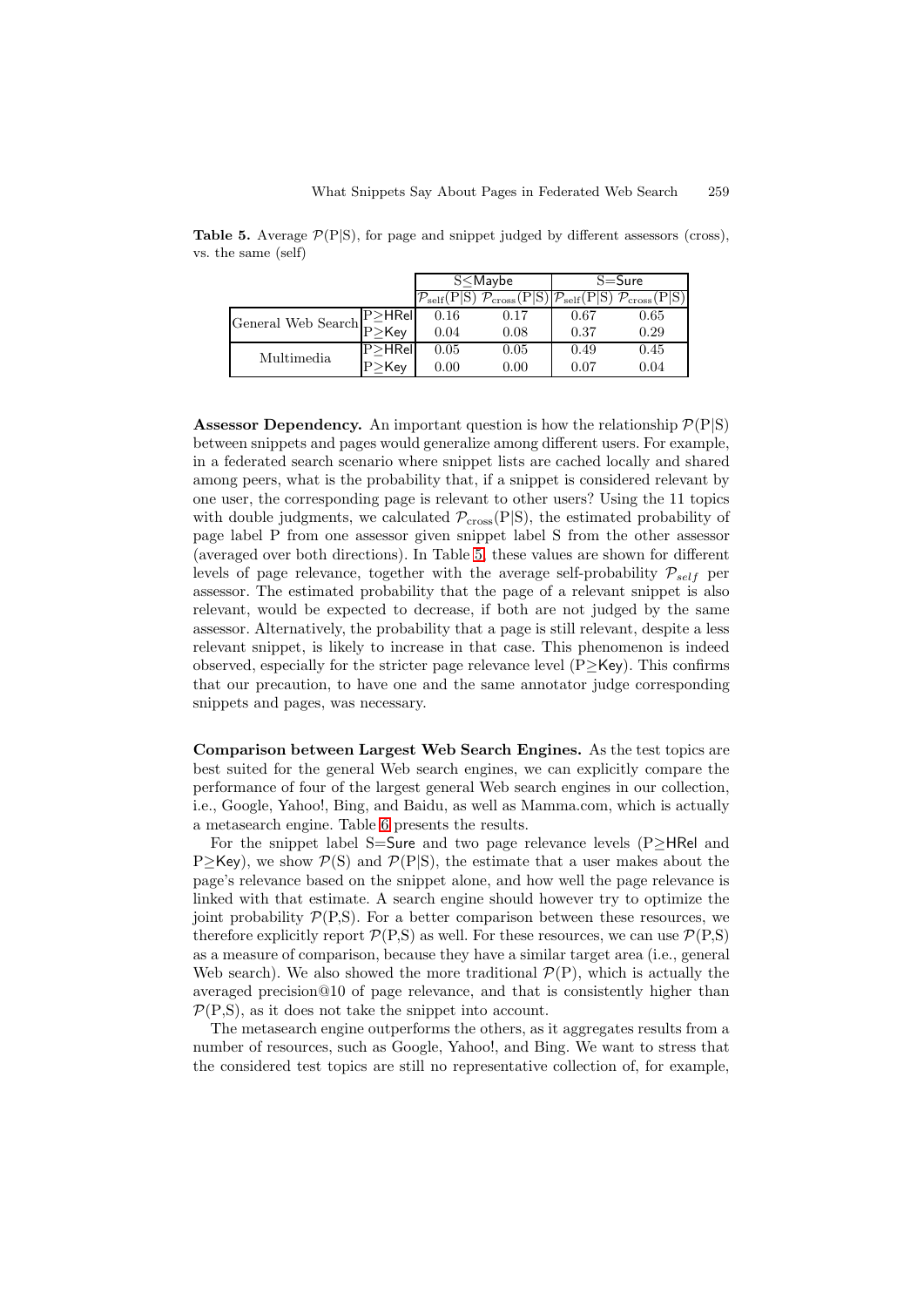**Table 5.** Average $\mathcal{P}$(P|S), for page and snippet judged by different assessors (cross), vs. the same (self)

| | | S≤Maybe | | S=Sure | |
|---|---|---|---|---|---|
| | | $\mathcal{P}_{\mathrm{self}}$(P\|S) | $\mathcal{P}_{\mathrm{cross}}$(P\|S) | $\mathcal{P}_{\mathrm{self}}$(P\|S) | $\mathcal{P}_{\mathrm{cross}}$(P\|S) |
| General Web Search | P≥HRel | 0.16 | 0.17 | 0.67 | 0.65 |
| | P≥Key | 0.04 | 0.08 | 0.37 | 0.29 |
| Multimedia | P≥HRel | 0.05 | 0.05 | 0.49 | 0.45 |
| | P≥Key | 0.00 | 0.00 | 0.07 | 0.04 |

**Assessor Dependency.** An important question is how the relationship $\mathcal{P}$(P|S) between snippets and pages would generalize among different users. For example, in a federated search scenario where snippet lists are cached locally and shared among peers, what is the probability that, if a snippet is considered relevant by one user, the corresponding page is relevant to other users? Using the 11 topics with double judgments, we calculated $\mathcal{P}_{\mathrm{cross}}$(P|S), the estimated probability of page label P from one assessor given snippet label S from the other assessor (averaged over both directions). In Table 5, these values are shown for different levels of page relevance, together with the average self-probability $\mathcal{P}_{self}$ per assessor. The estimated probability that the page of a relevant snippet is also relevant, would be expected to decrease, if both are not judged by the same assessor. Alternatively, the probability that a page is still relevant, despite a less relevant snippet, is likely to increase in that case. This phenomenon is indeed observed, especially for the stricter page relevance level (P≥Key). This confirms that our precaution, to have one and the same annotator judge corresponding snippets and pages, was necessary.

**Comparison between Largest Web Search Engines.** As the test topics are best suited for the general Web search engines, we can explicitly compare the performance of four of the largest general Web search engines in our collection, i.e., Google, Yahoo!, Bing, and Baidu, as well as Mamma.com, which is actually a metasearch engine. Table 6 presents the results.

For the snippet label S=Sure and two page relevance levels (P≥HRel and P≥Key), we show $\mathcal{P}$(S) and $\mathcal{P}$(P|S), the estimate that a user makes about the page's relevance based on the snippet alone, and how well the page relevance is linked with that estimate. A search engine should however try to optimize the joint probability $\mathcal{P}$(P,S). For a better comparison between these resources, we therefore explicitly report $\mathcal{P}$(P,S) as well. For these resources, we can use $\mathcal{P}$(P,S) as a measure of comparison, because they have a similar target area (i.e., general Web search). We also showed the more traditional $\mathcal{P}$(P), which is actually the averaged precision@10 of page relevance, and that is consistently higher than $\mathcal{P}$(P,S), as it does not take the snippet into account.

The metasearch engine outperforms the others, as it aggregates results from a number of resources, such as Google, Yahoo!, and Bing. We want to stress that the considered test topics are still no representative collection of, for example,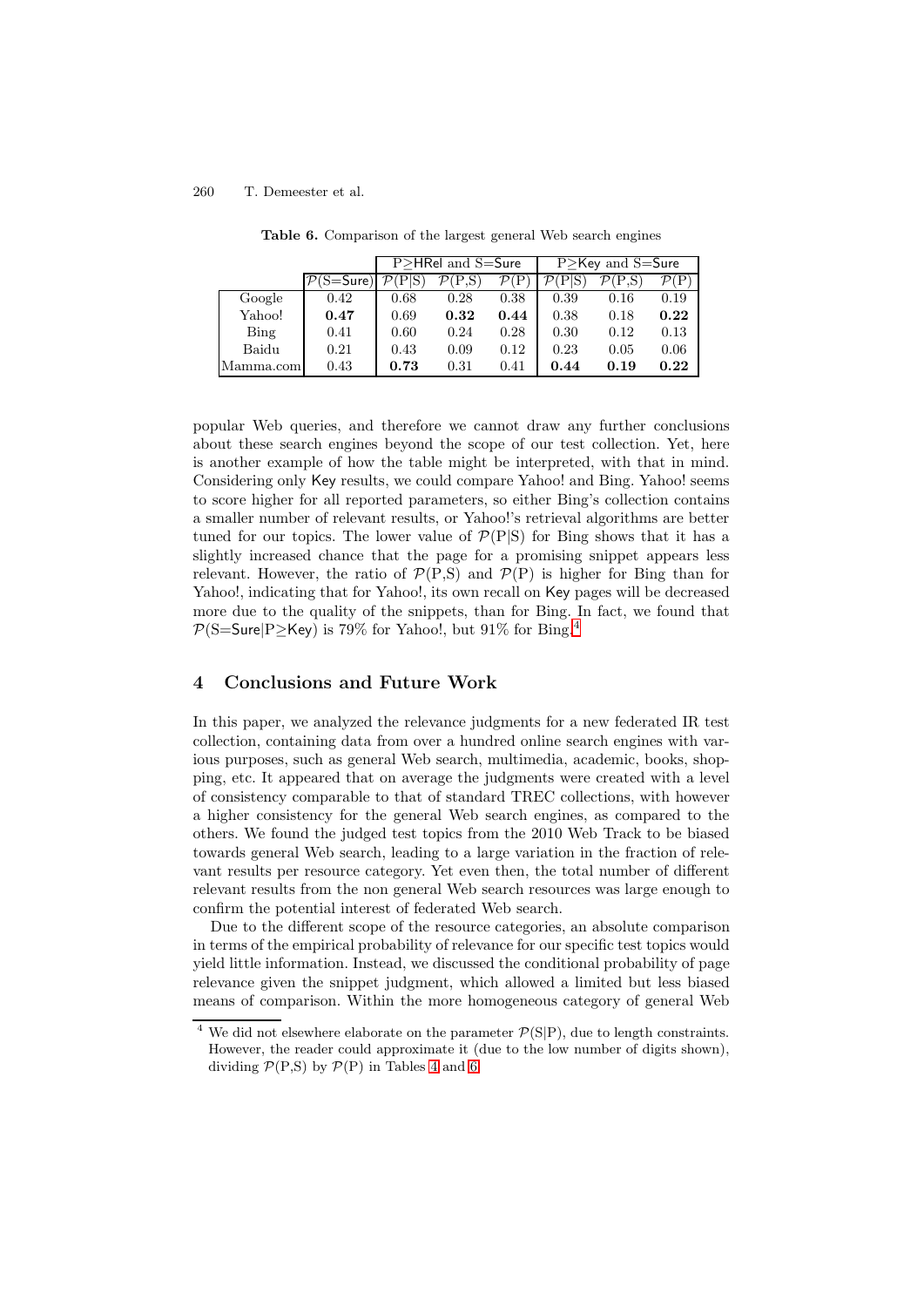**Table 6.** Comparison of the largest general Web search engines

| | | P≥HRel and S=Sure | | | P≥Key and S=Sure | | |
|---|---|---|---|---|---|---|---|
| | $\mathcal{P}$(S=Sure) | $\mathcal{P}$(P\|S) | $\mathcal{P}$(P,S) | $\mathcal{P}$(P) | $\mathcal{P}$(P\|S) | $\mathcal{P}$(P,S) | $\mathcal{P}$(P) |
| Google | 0.42 | 0.68 | 0.28 | 0.38 | 0.39 | 0.16 | 0.19 |
| Yahoo! | **0.47** | 0.69 | **0.32** | **0.44** | 0.38 | 0.18 | **0.22** |
| Bing | 0.41 | 0.60 | 0.24 | 0.28 | 0.30 | 0.12 | 0.13 |
| Baidu | 0.21 | 0.43 | 0.09 | 0.12 | 0.23 | 0.05 | 0.06 |
| Mamma.com | 0.43 | **0.73** | 0.31 | 0.41 | **0.44** | **0.19** | **0.22** |

popular Web queries, and therefore we cannot draw any further conclusions about these search engines beyond the scope of our test collection. Yet, here is another example of how the table might be interpreted, with that in mind. Considering only Key results, we could compare Yahoo! and Bing. Yahoo! seems to score higher for all reported parameters, so either Bing's collection contains a smaller number of relevant results, or Yahoo!'s retrieval algorithms are better tuned for our topics. The lower value of $\mathcal{P}$(P|S) for Bing shows that it has a slightly increased chance that the page for a promising snippet appears less relevant. However, the ratio of $\mathcal{P}$(P,S) and $\mathcal{P}$(P) is higher for Bing than for Yahoo!, indicating that for Yahoo!, its own recall on Key pages will be decreased more due to the quality of the snippets, than for Bing. In fact, we found that $\mathcal{P}$(S=Sure|P≥Key) is 79% for Yahoo!, but 91% for Bing.[4]

## 4 Conclusions and Future Work

In this paper, we analyzed the relevance judgments for a new federated IR test collection, containing data from over a hundred online search engines with various purposes, such as general Web search, multimedia, academic, books, shopping, etc. It appeared that on average the judgments were created with a level of consistency comparable to that of standard TREC collections, with however a higher consistency for the general Web search engines, as compared to the others. We found the judged test topics from the 2010 Web Track to be biased towards general Web search, leading to a large variation in the fraction of relevant results per resource category. Yet even then, the total number of different relevant results from the non general Web search resources was large enough to confirm the potential interest of federated Web search.

Due to the different scope of the resource categories, an absolute comparison in terms of the empirical probability of relevance for our specific test topics would yield little information. Instead, we discussed the conditional probability of page relevance given the snippet judgment, which allowed a limited but less biased means of comparison. Within the more homogeneous category of general Web

[4] We did not elsewhere elaborate on the parameter $\mathcal{P}$(S|P), due to length constraints. However, the reader could approximate it (due to the low number of digits shown), dividing $\mathcal{P}$(P,S) by $\mathcal{P}$(P) in Tables 4 and 6.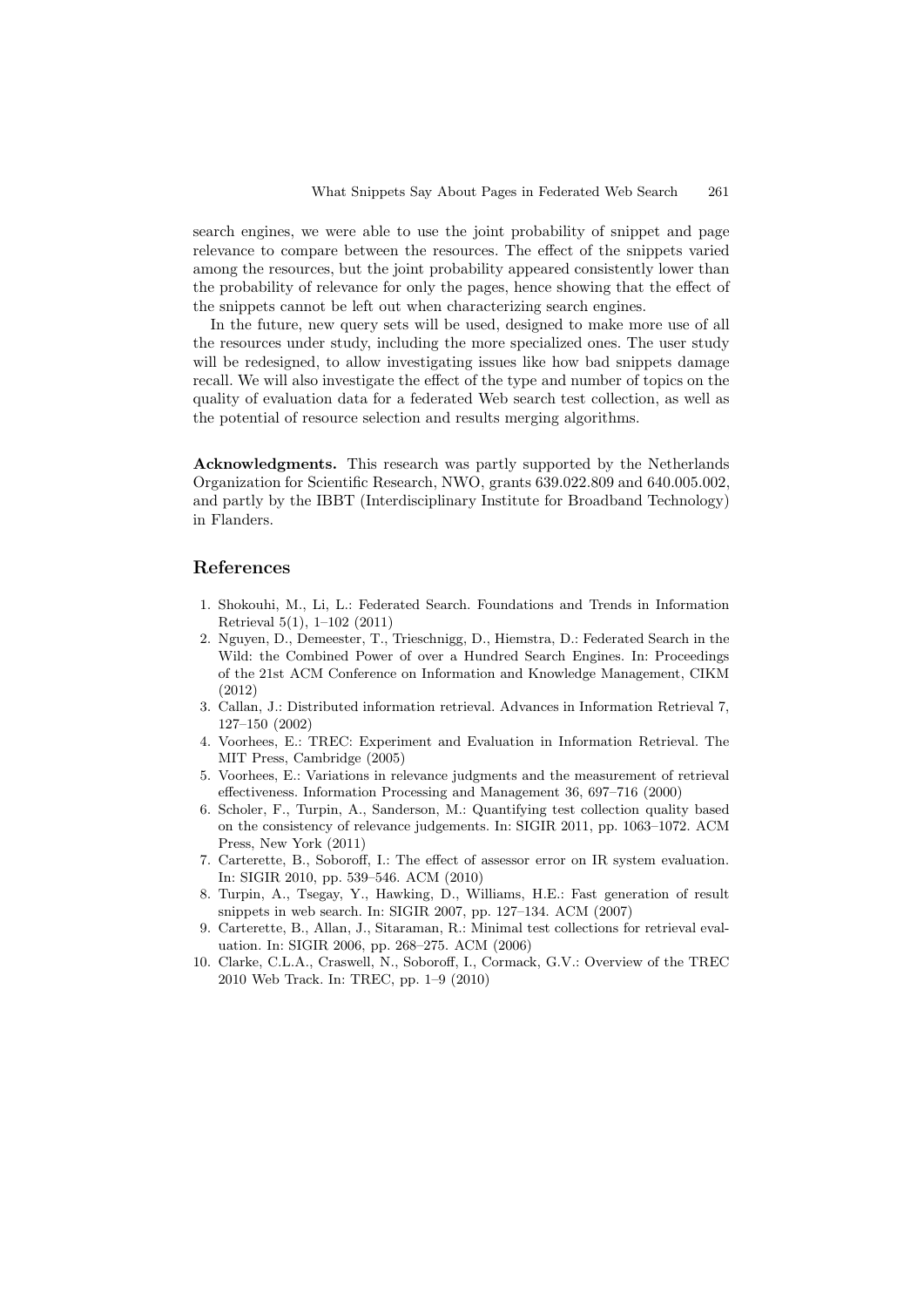search engines, we were able to use the joint probability of snippet and page relevance to compare between the resources. The effect of the snippets varied among the resources, but the joint probability appeared consistently lower than the probability of relevance for only the pages, hence showing that the effect of the snippets cannot be left out when characterizing search engines.

In the future, new query sets will be used, designed to make more use of all the resources under study, including the more specialized ones. The user study will be redesigned, to allow investigating issues like how bad snippets damage recall. We will also investigate the effect of the type and number of topics on the quality of evaluation data for a federated Web search test collection, as well as the potential of resource selection and results merging algorithms.

**Acknowledgments.** This research was partly supported by the Netherlands Organization for Scientific Research, NWO, grants 639.022.809 and 640.005.002, and partly by the IBBT (Interdisciplinary Institute for Broadband Technology) in Flanders.

## References

1. Shokouhi, M., Li, L.: Federated Search. Foundations and Trends in Information Retrieval 5(1), 1–102 (2011)
2. Nguyen, D., Demeester, T., Trieschnigg, D., Hiemstra, D.: Federated Search in the Wild: the Combined Power of over a Hundred Search Engines. In: Proceedings of the 21st ACM Conference on Information and Knowledge Management, CIKM (2012)
3. Callan, J.: Distributed information retrieval. Advances in Information Retrieval 7, 127–150 (2002)
4. Voorhees, E.: TREC: Experiment and Evaluation in Information Retrieval. The MIT Press, Cambridge (2005)
5. Voorhees, E.: Variations in relevance judgments and the measurement of retrieval effectiveness. Information Processing and Management 36, 697–716 (2000)
6. Scholer, F., Turpin, A., Sanderson, M.: Quantifying test collection quality based on the consistency of relevance judgements. In: SIGIR 2011, pp. 1063–1072. ACM Press, New York (2011)
7. Carterette, B., Soboroff, I.: The effect of assessor error on IR system evaluation. In: SIGIR 2010, pp. 539–546. ACM (2010)
8. Turpin, A., Tsegay, Y., Hawking, D., Williams, H.E.: Fast generation of result snippets in web search. In: SIGIR 2007, pp. 127–134. ACM (2007)
9. Carterette, B., Allan, J., Sitaraman, R.: Minimal test collections for retrieval evaluation. In: SIGIR 2006, pp. 268–275. ACM (2006)
10. Clarke, C.L.A., Craswell, N., Soboroff, I., Cormack, G.V.: Overview of the TREC 2010 Web Track. In: TREC, pp. 1–9 (2010)